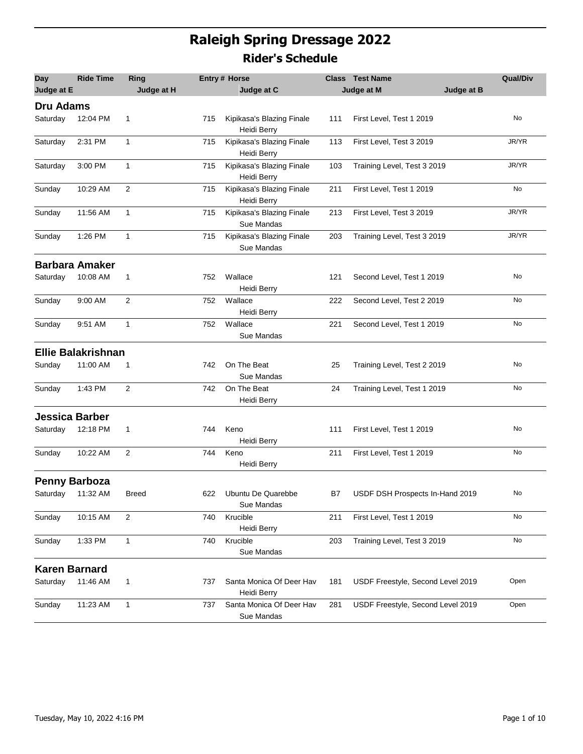# Raleigh Spring Dressage 2022

## Rider's Schedule

| Day | Ride Time | Ring | Entry # | Horse / Judge at C | Class | Test Name | Qual/Div |
|---|---|---|---|---|---|---|---|
| **Dru Adams** | | | | | | | |
| Saturday | 12:04 PM | 1 | 715 | Kipikasa's Blazing Finale / Heidi Berry | 111 | First Level, Test 1 2019 | No |
| Saturday | 2:31 PM | 1 | 715 | Kipikasa's Blazing Finale / Heidi Berry | 113 | First Level, Test 3 2019 | JR/YR |
| Saturday | 3:00 PM | 1 | 715 | Kipikasa's Blazing Finale / Heidi Berry | 103 | Training Level, Test 3 2019 | JR/YR |
| Sunday | 10:29 AM | 2 | 715 | Kipikasa's Blazing Finale / Heidi Berry | 211 | First Level, Test 1 2019 | No |
| Sunday | 11:56 AM | 1 | 715 | Kipikasa's Blazing Finale / Sue Mandas | 213 | First Level, Test 3 2019 | JR/YR |
| Sunday | 1:26 PM | 1 | 715 | Kipikasa's Blazing Finale / Sue Mandas | 203 | Training Level, Test 3 2019 | JR/YR |
| **Barbara Amaker** | | | | | | | |
| Saturday | 10:08 AM | 1 | 752 | Wallace / Heidi Berry | 121 | Second Level, Test 1 2019 | No |
| Sunday | 9:00 AM | 2 | 752 | Wallace / Heidi Berry | 222 | Second Level, Test 2 2019 | No |
| Sunday | 9:51 AM | 1 | 752 | Wallace / Sue Mandas | 221 | Second Level, Test 1 2019 | No |
| **Ellie Balakrishnan** | | | | | | | |
| Sunday | 11:00 AM | 1 | 742 | On The Beat / Sue Mandas | 25 | Training Level, Test 2 2019 | No |
| Sunday | 1:43 PM | 2 | 742 | On The Beat / Heidi Berry | 24 | Training Level, Test 1 2019 | No |
| **Jessica Barber** | | | | | | | |
| Saturday | 12:18 PM | 1 | 744 | Keno / Heidi Berry | 111 | First Level, Test 1 2019 | No |
| Sunday | 10:22 AM | 2 | 744 | Keno / Heidi Berry | 211 | First Level, Test 1 2019 | No |
| **Penny Barboza** | | | | | | | |
| Saturday | 11:32 AM | Breed | 622 | Ubuntu De Quarebbe / Sue Mandas | B7 | USDF DSH Prospects In-Hand 2019 | No |
| Sunday | 10:15 AM | 2 | 740 | Krucible / Heidi Berry | 211 | First Level, Test 1 2019 | No |
| Sunday | 1:33 PM | 1 | 740 | Krucible / Sue Mandas | 203 | Training Level, Test 3 2019 | No |
| **Karen Barnard** | | | | | | | |
| Saturday | 11:46 AM | 1 | 737 | Santa Monica Of Deer Hav / Heidi Berry | 181 | USDF Freestyle, Second Level 2019 | Open |
| Sunday | 11:23 AM | 1 | 737 | Santa Monica Of Deer Hav / Sue Mandas | 281 | USDF Freestyle, Second Level 2019 | Open |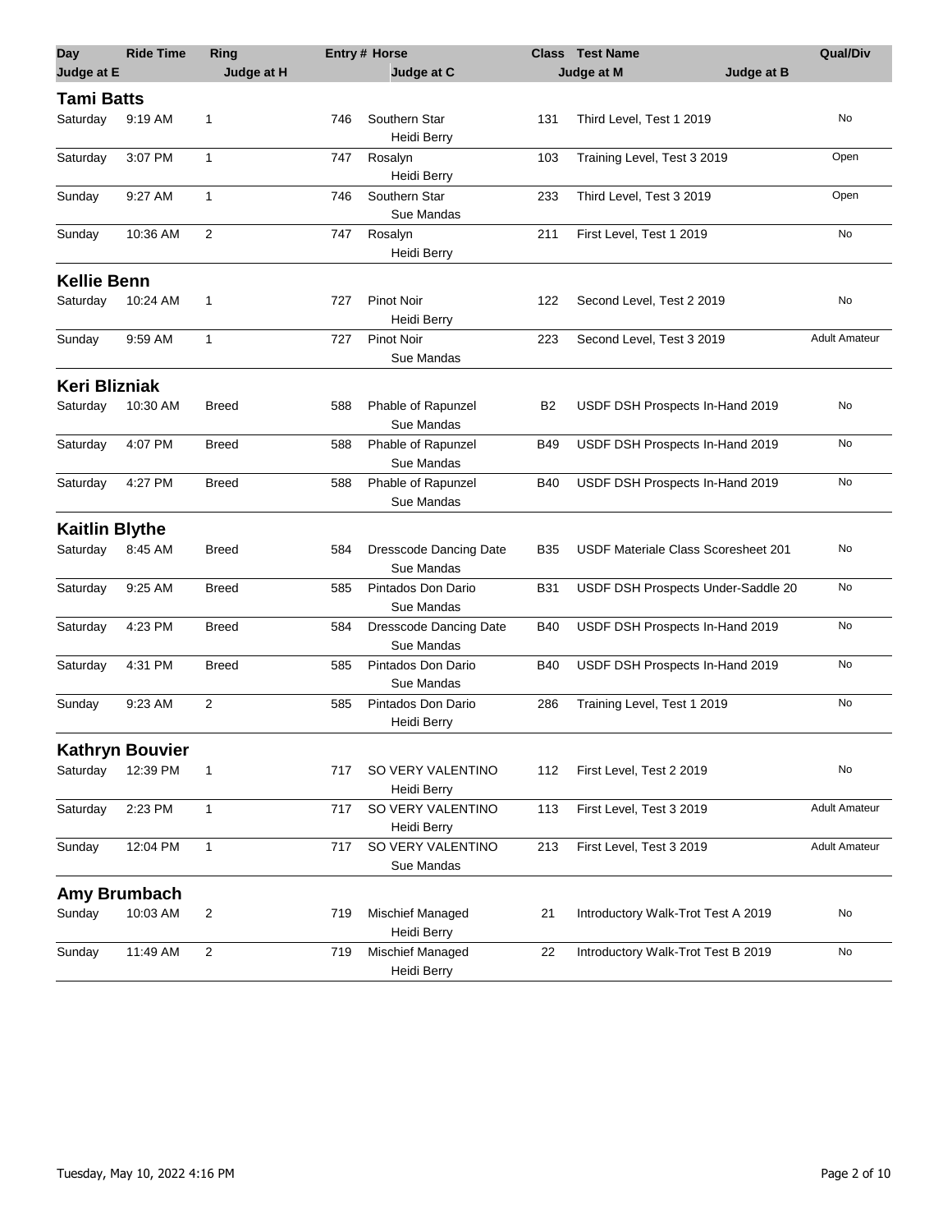| Day | Ride Time | Ring | Entry # | Horse | Class | Test Name | Qual/Div |
|---|---|---|---|---|---|---|---|
| Judge at E | | Judge at H | | Judge at C | | Judge at M / Judge at B | |

## Tami Batts

| Day | Ride Time | Ring | Entry # | Horse / Judge at C | Class | Test Name | Qual/Div |
|---|---|---|---|---|---|---|---|
| Saturday | 9:19 AM | 1 | 746 | Southern Star<br>Heidi Berry | 131 | Third Level, Test 1 2019 | No |
| Saturday | 3:07 PM | 1 | 747 | Rosalyn<br>Heidi Berry | 103 | Training Level, Test 3 2019 | Open |
| Sunday | 9:27 AM | 1 | 746 | Southern Star<br>Sue Mandas | 233 | Third Level, Test 3 2019 | Open |
| Sunday | 10:36 AM | 2 | 747 | Rosalyn<br>Heidi Berry | 211 | First Level, Test 1 2019 | No |

## Kellie Benn

| Day | Ride Time | Ring | Entry # | Horse / Judge at C | Class | Test Name | Qual/Div |
|---|---|---|---|---|---|---|---|
| Saturday | 10:24 AM | 1 | 727 | Pinot Noir<br>Heidi Berry | 122 | Second Level, Test 2 2019 | No |
| Sunday | 9:59 AM | 1 | 727 | Pinot Noir<br>Sue Mandas | 223 | Second Level, Test 3 2019 | Adult Amateur |

## Keri Blizniak

| Day | Ride Time | Ring | Entry # | Horse / Judge at C | Class | Test Name | Qual/Div |
|---|---|---|---|---|---|---|---|
| Saturday | 10:30 AM | Breed | 588 | Phable of Rapunzel<br>Sue Mandas | B2 | USDF DSH Prospects In-Hand 2019 | No |
| Saturday | 4:07 PM | Breed | 588 | Phable of Rapunzel<br>Sue Mandas | B49 | USDF DSH Prospects In-Hand 2019 | No |
| Saturday | 4:27 PM | Breed | 588 | Phable of Rapunzel<br>Sue Mandas | B40 | USDF DSH Prospects In-Hand 2019 | No |

## Kaitlin Blythe

| Day | Ride Time | Ring | Entry # | Horse / Judge at C | Class | Test Name | Qual/Div |
|---|---|---|---|---|---|---|---|
| Saturday | 8:45 AM | Breed | 584 | Dresscode Dancing Date<br>Sue Mandas | B35 | USDF Materiale Class Scoresheet 201 | No |
| Saturday | 9:25 AM | Breed | 585 | Pintados Don Dario<br>Sue Mandas | B31 | USDF DSH Prospects Under-Saddle 20 | No |
| Saturday | 4:23 PM | Breed | 584 | Dresscode Dancing Date<br>Sue Mandas | B40 | USDF DSH Prospects In-Hand 2019 | No |
| Saturday | 4:31 PM | Breed | 585 | Pintados Don Dario<br>Sue Mandas | B40 | USDF DSH Prospects In-Hand 2019 | No |
| Sunday | 9:23 AM | 2 | 585 | Pintados Don Dario<br>Heidi Berry | 286 | Training Level, Test 1 2019 | No |

## Kathryn Bouvier

| Day | Ride Time | Ring | Entry # | Horse / Judge at C | Class | Test Name | Qual/Div |
|---|---|---|---|---|---|---|---|
| Saturday | 12:39 PM | 1 | 717 | SO VERY VALENTINO<br>Heidi Berry | 112 | First Level, Test 2 2019 | No |
| Saturday | 2:23 PM | 1 | 717 | SO VERY VALENTINO<br>Heidi Berry | 113 | First Level, Test 3 2019 | Adult Amateur |
| Sunday | 12:04 PM | 1 | 717 | SO VERY VALENTINO<br>Sue Mandas | 213 | First Level, Test 3 2019 | Adult Amateur |

## Amy Brumbach

| Day | Ride Time | Ring | Entry # | Horse / Judge at C | Class | Test Name | Qual/Div |
|---|---|---|---|---|---|---|---|
| Sunday | 10:03 AM | 2 | 719 | Mischief Managed<br>Heidi Berry | 21 | Introductory Walk-Trot Test A 2019 | No |
| Sunday | 11:49 AM | 2 | 719 | Mischief Managed<br>Heidi Berry | 22 | Introductory Walk-Trot Test B 2019 | No |

Tuesday, May 10, 2022 4:16 PM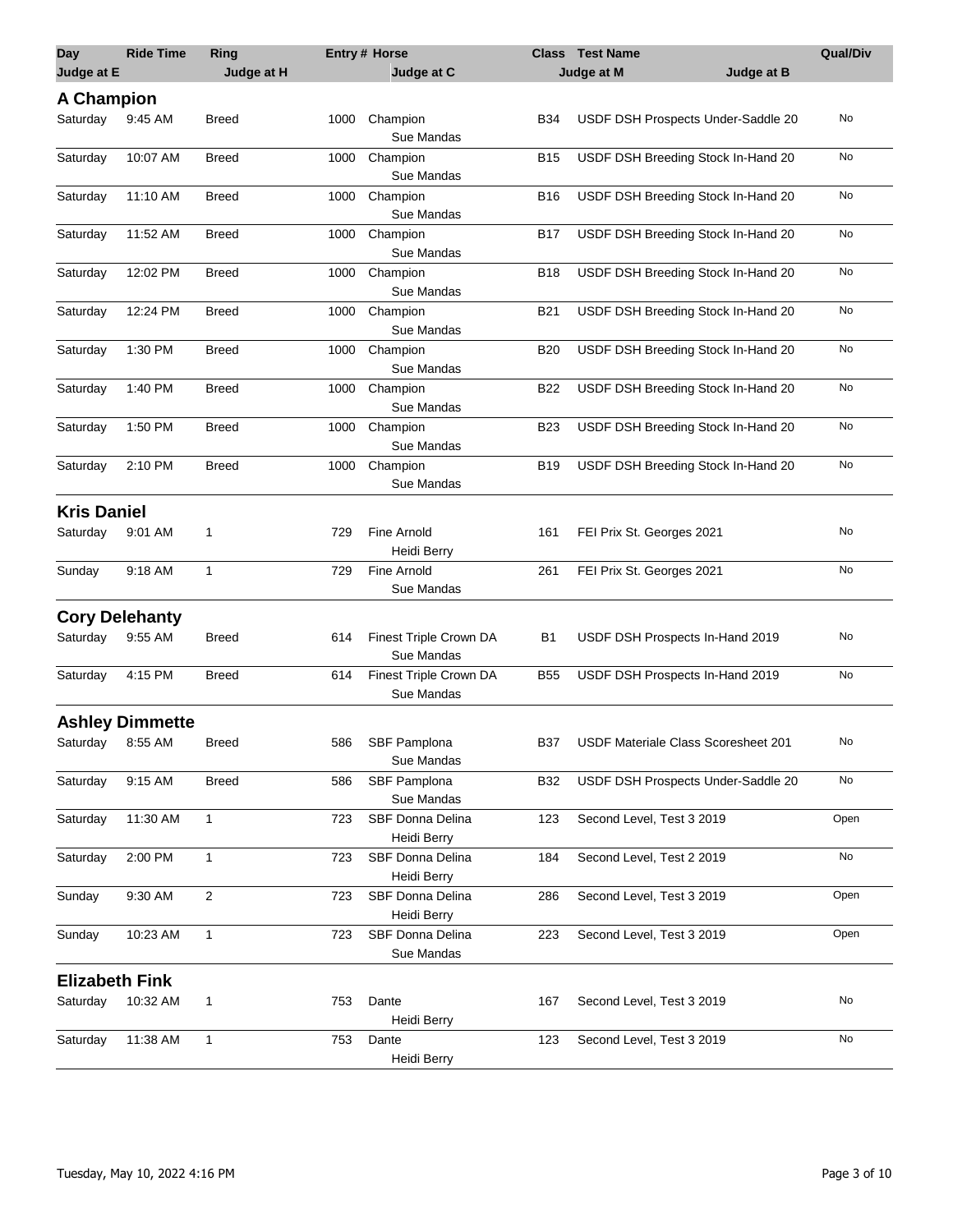| Day | Ride Time | Ring | Entry # | Horse | Class | Test Name | Qual/Div |
|---|---|---|---|---|---|---|---|
| Judge at E | | Judge at H | | Judge at C | | Judge at M / Judge at B | |

## A Champion

| Day | Ride Time | Ring | Entry # | Horse / Judge at C | Class | Test Name | Qual/Div |
|---|---|---|---|---|---|---|---|
| Saturday | 9:45 AM | Breed | 1000 | Champion<br>Sue Mandas | B34 | USDF DSH Prospects Under-Saddle 20 | No |
| Saturday | 10:07 AM | Breed | 1000 | Champion<br>Sue Mandas | B15 | USDF DSH Breeding Stock In-Hand 20 | No |
| Saturday | 11:10 AM | Breed | 1000 | Champion<br>Sue Mandas | B16 | USDF DSH Breeding Stock In-Hand 20 | No |
| Saturday | 11:52 AM | Breed | 1000 | Champion<br>Sue Mandas | B17 | USDF DSH Breeding Stock In-Hand 20 | No |
| Saturday | 12:02 PM | Breed | 1000 | Champion<br>Sue Mandas | B18 | USDF DSH Breeding Stock In-Hand 20 | No |
| Saturday | 12:24 PM | Breed | 1000 | Champion<br>Sue Mandas | B21 | USDF DSH Breeding Stock In-Hand 20 | No |
| Saturday | 1:30 PM | Breed | 1000 | Champion<br>Sue Mandas | B20 | USDF DSH Breeding Stock In-Hand 20 | No |
| Saturday | 1:40 PM | Breed | 1000 | Champion<br>Sue Mandas | B22 | USDF DSH Breeding Stock In-Hand 20 | No |
| Saturday | 1:50 PM | Breed | 1000 | Champion<br>Sue Mandas | B23 | USDF DSH Breeding Stock In-Hand 20 | No |
| Saturday | 2:10 PM | Breed | 1000 | Champion<br>Sue Mandas | B19 | USDF DSH Breeding Stock In-Hand 20 | No |

## Kris Daniel

| Day | Ride Time | Ring | Entry # | Horse / Judge at C | Class | Test Name | Qual/Div |
|---|---|---|---|---|---|---|---|
| Saturday | 9:01 AM | 1 | 729 | Fine Arnold<br>Heidi Berry | 161 | FEI Prix St. Georges 2021 | No |
| Sunday | 9:18 AM | 1 | 729 | Fine Arnold<br>Sue Mandas | 261 | FEI Prix St. Georges 2021 | No |

## Cory Delehanty

| Day | Ride Time | Ring | Entry # | Horse / Judge at C | Class | Test Name | Qual/Div |
|---|---|---|---|---|---|---|---|
| Saturday | 9:55 AM | Breed | 614 | Finest Triple Crown DA<br>Sue Mandas | B1 | USDF DSH Prospects In-Hand 2019 | No |
| Saturday | 4:15 PM | Breed | 614 | Finest Triple Crown DA<br>Sue Mandas | B55 | USDF DSH Prospects In-Hand 2019 | No |

## Ashley Dimmette

| Day | Ride Time | Ring | Entry # | Horse / Judge at C | Class | Test Name | Qual/Div |
|---|---|---|---|---|---|---|---|
| Saturday | 8:55 AM | Breed | 586 | SBF Pamplona<br>Sue Mandas | B37 | USDF Materiale Class Scoresheet 201 | No |
| Saturday | 9:15 AM | Breed | 586 | SBF Pamplona<br>Sue Mandas | B32 | USDF DSH Prospects Under-Saddle 20 | No |
| Saturday | 11:30 AM | 1 | 723 | SBF Donna Delina<br>Heidi Berry | 123 | Second Level, Test 3 2019 | Open |
| Saturday | 2:00 PM | 1 | 723 | SBF Donna Delina<br>Heidi Berry | 184 | Second Level, Test 2 2019 | No |
| Sunday | 9:30 AM | 2 | 723 | SBF Donna Delina<br>Heidi Berry | 286 | Second Level, Test 3 2019 | Open |
| Sunday | 10:23 AM | 1 | 723 | SBF Donna Delina<br>Sue Mandas | 223 | Second Level, Test 3 2019 | Open |

## Elizabeth Fink

| Day | Ride Time | Ring | Entry # | Horse / Judge at C | Class | Test Name | Qual/Div |
|---|---|---|---|---|---|---|---|
| Saturday | 10:32 AM | 1 | 753 | Dante<br>Heidi Berry | 167 | Second Level, Test 3 2019 | No |
| Saturday | 11:38 AM | 1 | 753 | Dante<br>Heidi Berry | 123 | Second Level, Test 3 2019 | No |

Tuesday, May 10, 2022 4:16 PM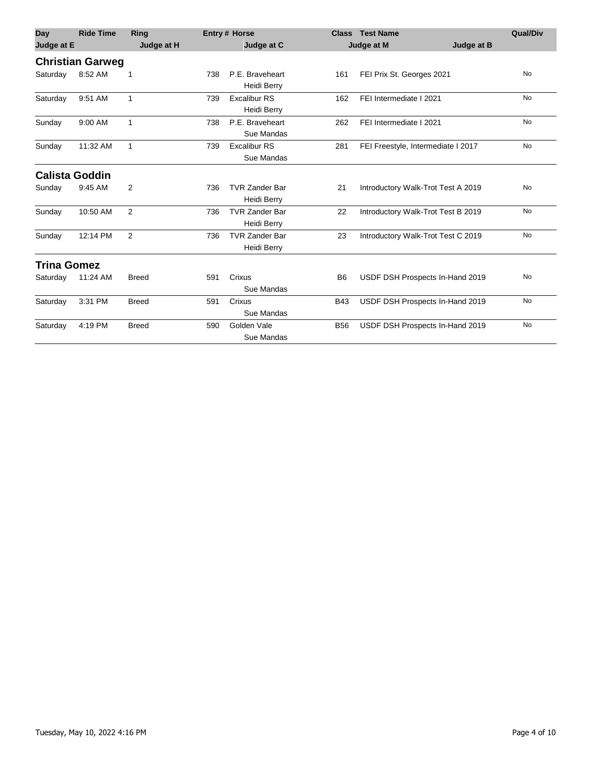| Day | Ride Time | Ring | Entry # | Horse | Class | Test Name | Qual/Div |
|---|---|---|---|---|---|---|---|
| Judge at E | | Judge at H | | Judge at C | | Judge at M / Judge at B | |

## Christian Garweg

| Day | Ride Time | Ring | Entry # | Horse / Judge at C | Class | Test Name | Qual/Div |
|---|---|---|---|---|---|---|---|
| Saturday | 8:52 AM | 1 | 738 | P.E. Braveheart<br>Heidi Berry | 161 | FEI Prix St. Georges 2021 | No |
| Saturday | 9:51 AM | 1 | 739 | Excalibur RS<br>Heidi Berry | 162 | FEI Intermediate I 2021 | No |
| Sunday | 9:00 AM | 1 | 738 | P.E. Braveheart<br>Sue Mandas | 262 | FEI Intermediate I 2021 | No |
| Sunday | 11:32 AM | 1 | 739 | Excalibur RS<br>Sue Mandas | 281 | FEI Freestyle, Intermediate I 2017 | No |

## Calista Goddin

| Day | Ride Time | Ring | Entry # | Horse / Judge at C | Class | Test Name | Qual/Div |
|---|---|---|---|---|---|---|---|
| Sunday | 9:45 AM | 2 | 736 | TVR Zander Bar<br>Heidi Berry | 21 | Introductory Walk-Trot Test A 2019 | No |
| Sunday | 10:50 AM | 2 | 736 | TVR Zander Bar<br>Heidi Berry | 22 | Introductory Walk-Trot Test B 2019 | No |
| Sunday | 12:14 PM | 2 | 736 | TVR Zander Bar<br>Heidi Berry | 23 | Introductory Walk-Trot Test C 2019 | No |

## Trina Gomez

| Day | Ride Time | Ring | Entry # | Horse / Judge at C | Class | Test Name | Qual/Div |
|---|---|---|---|---|---|---|---|
| Saturday | 11:24 AM | Breed | 591 | Crixus<br>Sue Mandas | B6 | USDF DSH Prospects In-Hand 2019 | No |
| Saturday | 3:31 PM | Breed | 591 | Crixus<br>Sue Mandas | B43 | USDF DSH Prospects In-Hand 2019 | No |
| Saturday | 4:19 PM | Breed | 590 | Golden Vale<br>Sue Mandas | B56 | USDF DSH Prospects In-Hand 2019 | No |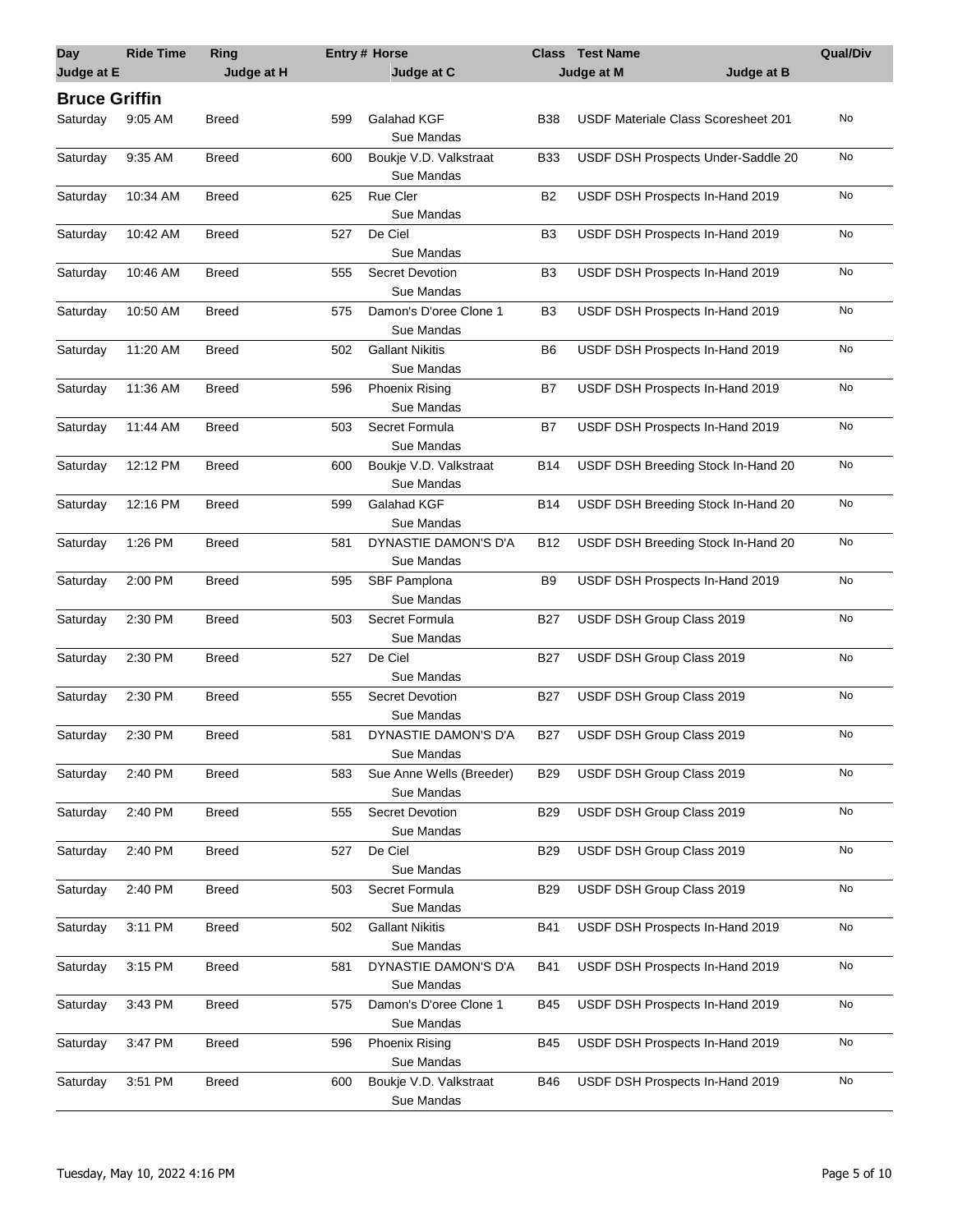| Day | Ride Time | Ring | Entry # | Horse | Class | Test Name | Qual/Div |
|---|---|---|---|---|---|---|---|
| **Judge at E** | | **Judge at H** | | **Judge at C** | | **Judge at M** / **Judge at B** | |

## Bruce Griffin

| Day | Ride Time | Ring | Entry # | Horse / Judge at C | Class | Test Name | Qual/Div |
|---|---|---|---|---|---|---|---|
| Saturday | 9:05 AM | Breed | 599 | Galahad KGF<br>Sue Mandas | B38 | USDF Materiale Class Scoresheet 201 | No |
| Saturday | 9:35 AM | Breed | 600 | Boukje V.D. Valkstraat<br>Sue Mandas | B33 | USDF DSH Prospects Under-Saddle 20 | No |
| Saturday | 10:34 AM | Breed | 625 | Rue Cler<br>Sue Mandas | B2 | USDF DSH Prospects In-Hand 2019 | No |
| Saturday | 10:42 AM | Breed | 527 | De Ciel<br>Sue Mandas | B3 | USDF DSH Prospects In-Hand 2019 | No |
| Saturday | 10:46 AM | Breed | 555 | Secret Devotion<br>Sue Mandas | B3 | USDF DSH Prospects In-Hand 2019 | No |
| Saturday | 10:50 AM | Breed | 575 | Damon's D'oree Clone 1<br>Sue Mandas | B3 | USDF DSH Prospects In-Hand 2019 | No |
| Saturday | 11:20 AM | Breed | 502 | Gallant Nikitis<br>Sue Mandas | B6 | USDF DSH Prospects In-Hand 2019 | No |
| Saturday | 11:36 AM | Breed | 596 | Phoenix Rising<br>Sue Mandas | B7 | USDF DSH Prospects In-Hand 2019 | No |
| Saturday | 11:44 AM | Breed | 503 | Secret Formula<br>Sue Mandas | B7 | USDF DSH Prospects In-Hand 2019 | No |
| Saturday | 12:12 PM | Breed | 600 | Boukje V.D. Valkstraat<br>Sue Mandas | B14 | USDF DSH Breeding Stock In-Hand 20 | No |
| Saturday | 12:16 PM | Breed | 599 | Galahad KGF<br>Sue Mandas | B14 | USDF DSH Breeding Stock In-Hand 20 | No |
| Saturday | 1:26 PM | Breed | 581 | DYNASTIE DAMON'S D'A<br>Sue Mandas | B12 | USDF DSH Breeding Stock In-Hand 20 | No |
| Saturday | 2:00 PM | Breed | 595 | SBF Pamplona<br>Sue Mandas | B9 | USDF DSH Prospects In-Hand 2019 | No |
| Saturday | 2:30 PM | Breed | 503 | Secret Formula<br>Sue Mandas | B27 | USDF DSH Group Class 2019 | No |
| Saturday | 2:30 PM | Breed | 527 | De Ciel<br>Sue Mandas | B27 | USDF DSH Group Class 2019 | No |
| Saturday | 2:30 PM | Breed | 555 | Secret Devotion<br>Sue Mandas | B27 | USDF DSH Group Class 2019 | No |
| Saturday | 2:30 PM | Breed | 581 | DYNASTIE DAMON'S D'A<br>Sue Mandas | B27 | USDF DSH Group Class 2019 | No |
| Saturday | 2:40 PM | Breed | 583 | Sue Anne Wells (Breeder)<br>Sue Mandas | B29 | USDF DSH Group Class 2019 | No |
| Saturday | 2:40 PM | Breed | 555 | Secret Devotion<br>Sue Mandas | B29 | USDF DSH Group Class 2019 | No |
| Saturday | 2:40 PM | Breed | 527 | De Ciel<br>Sue Mandas | B29 | USDF DSH Group Class 2019 | No |
| Saturday | 2:40 PM | Breed | 503 | Secret Formula<br>Sue Mandas | B29 | USDF DSH Group Class 2019 | No |
| Saturday | 3:11 PM | Breed | 502 | Gallant Nikitis<br>Sue Mandas | B41 | USDF DSH Prospects In-Hand 2019 | No |
| Saturday | 3:15 PM | Breed | 581 | DYNASTIE DAMON'S D'A<br>Sue Mandas | B41 | USDF DSH Prospects In-Hand 2019 | No |
| Saturday | 3:43 PM | Breed | 575 | Damon's D'oree Clone 1<br>Sue Mandas | B45 | USDF DSH Prospects In-Hand 2019 | No |
| Saturday | 3:47 PM | Breed | 596 | Phoenix Rising<br>Sue Mandas | B45 | USDF DSH Prospects In-Hand 2019 | No |
| Saturday | 3:51 PM | Breed | 600 | Boukje V.D. Valkstraat<br>Sue Mandas | B46 | USDF DSH Prospects In-Hand 2019 | No |

Tuesday, May 10, 2022 4:16 PM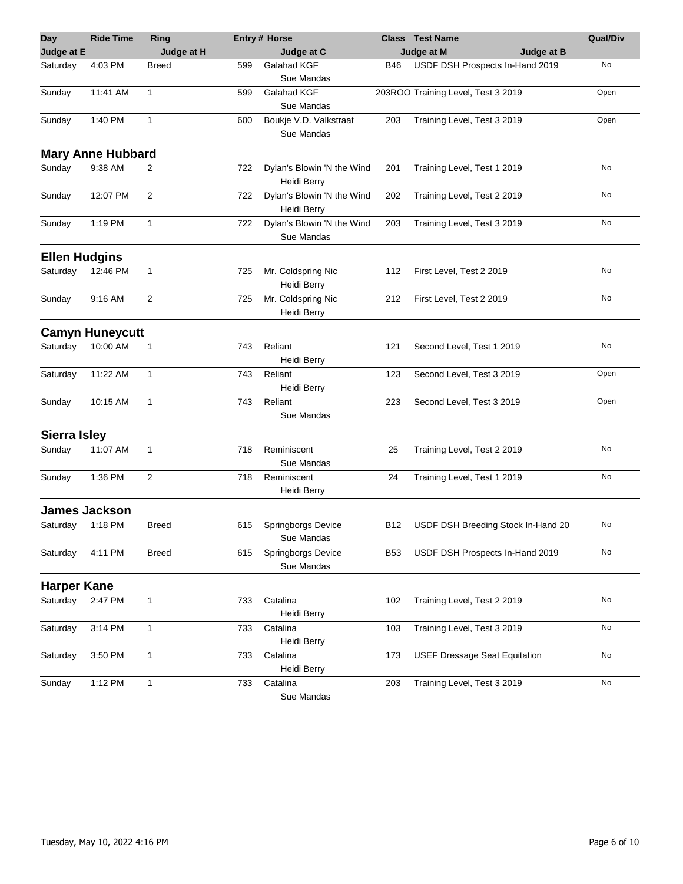| Day | Ride Time | Ring | Entry # | Horse | Class | Test Name | Qual/Div |
|---|---|---|---|---|---|---|---|
| Judge at E | | Judge at H | | Judge at C | | Judge at M / Judge at B | |
| Saturday | 4:03 PM | Breed | 599 | Galahad KGF<br>Sue Mandas | B46 | USDF DSH Prospects In-Hand 2019 | No |
| Sunday | 11:41 AM | 1 | 599 | Galahad KGF<br>Sue Mandas | 203ROO | Training Level, Test 3 2019 | Open |
| Sunday | 1:40 PM | 1 | 600 | Boukje V.D. Valkstraat<br>Sue Mandas | 203 | Training Level, Test 3 2019 | Open |

## Mary Anne Hubbard

| Day | Ride Time | Ring | Entry # | Horse | Class | Test Name | Qual/Div |
|---|---|---|---|---|---|---|---|
| Sunday | 9:38 AM | 2 | 722 | Dylan's Blowin 'N the Wind<br>Heidi Berry | 201 | Training Level, Test 1 2019 | No |
| Sunday | 12:07 PM | 2 | 722 | Dylan's Blowin 'N the Wind<br>Heidi Berry | 202 | Training Level, Test 2 2019 | No |
| Sunday | 1:19 PM | 1 | 722 | Dylan's Blowin 'N the Wind<br>Sue Mandas | 203 | Training Level, Test 3 2019 | No |

## Ellen Hudgins

| Day | Ride Time | Ring | Entry # | Horse | Class | Test Name | Qual/Div |
|---|---|---|---|---|---|---|---|
| Saturday | 12:46 PM | 1 | 725 | Mr. Coldspring Nic<br>Heidi Berry | 112 | First Level, Test 2 2019 | No |
| Sunday | 9:16 AM | 2 | 725 | Mr. Coldspring Nic<br>Heidi Berry | 212 | First Level, Test 2 2019 | No |

## Camyn Huneycutt

| Day | Ride Time | Ring | Entry # | Horse | Class | Test Name | Qual/Div |
|---|---|---|---|---|---|---|---|
| Saturday | 10:00 AM | 1 | 743 | Reliant<br>Heidi Berry | 121 | Second Level, Test 1 2019 | No |
| Saturday | 11:22 AM | 1 | 743 | Reliant<br>Heidi Berry | 123 | Second Level, Test 3 2019 | Open |
| Sunday | 10:15 AM | 1 | 743 | Reliant<br>Sue Mandas | 223 | Second Level, Test 3 2019 | Open |

## Sierra Isley

| Day | Ride Time | Ring | Entry # | Horse | Class | Test Name | Qual/Div |
|---|---|---|---|---|---|---|---|
| Sunday | 11:07 AM | 1 | 718 | Reminiscent<br>Sue Mandas | 25 | Training Level, Test 2 2019 | No |
| Sunday | 1:36 PM | 2 | 718 | Reminiscent<br>Heidi Berry | 24 | Training Level, Test 1 2019 | No |

## James Jackson

| Day | Ride Time | Ring | Entry # | Horse | Class | Test Name | Qual/Div |
|---|---|---|---|---|---|---|---|
| Saturday | 1:18 PM | Breed | 615 | Springborgs Device<br>Sue Mandas | B12 | USDF DSH Breeding Stock In-Hand 20 | No |
| Saturday | 4:11 PM | Breed | 615 | Springborgs Device<br>Sue Mandas | B53 | USDF DSH Prospects In-Hand 2019 | No |

## Harper Kane

| Day | Ride Time | Ring | Entry # | Horse | Class | Test Name | Qual/Div |
|---|---|---|---|---|---|---|---|
| Saturday | 2:47 PM | 1 | 733 | Catalina<br>Heidi Berry | 102 | Training Level, Test 2 2019 | No |
| Saturday | 3:14 PM | 1 | 733 | Catalina<br>Heidi Berry | 103 | Training Level, Test 3 2019 | No |
| Saturday | 3:50 PM | 1 | 733 | Catalina<br>Heidi Berry | 173 | USEF Dressage Seat Equitation | No |
| Sunday | 1:12 PM | 1 | 733 | Catalina<br>Sue Mandas | 203 | Training Level, Test 3 2019 | No |

Tuesday, May 10, 2022 4:16 PM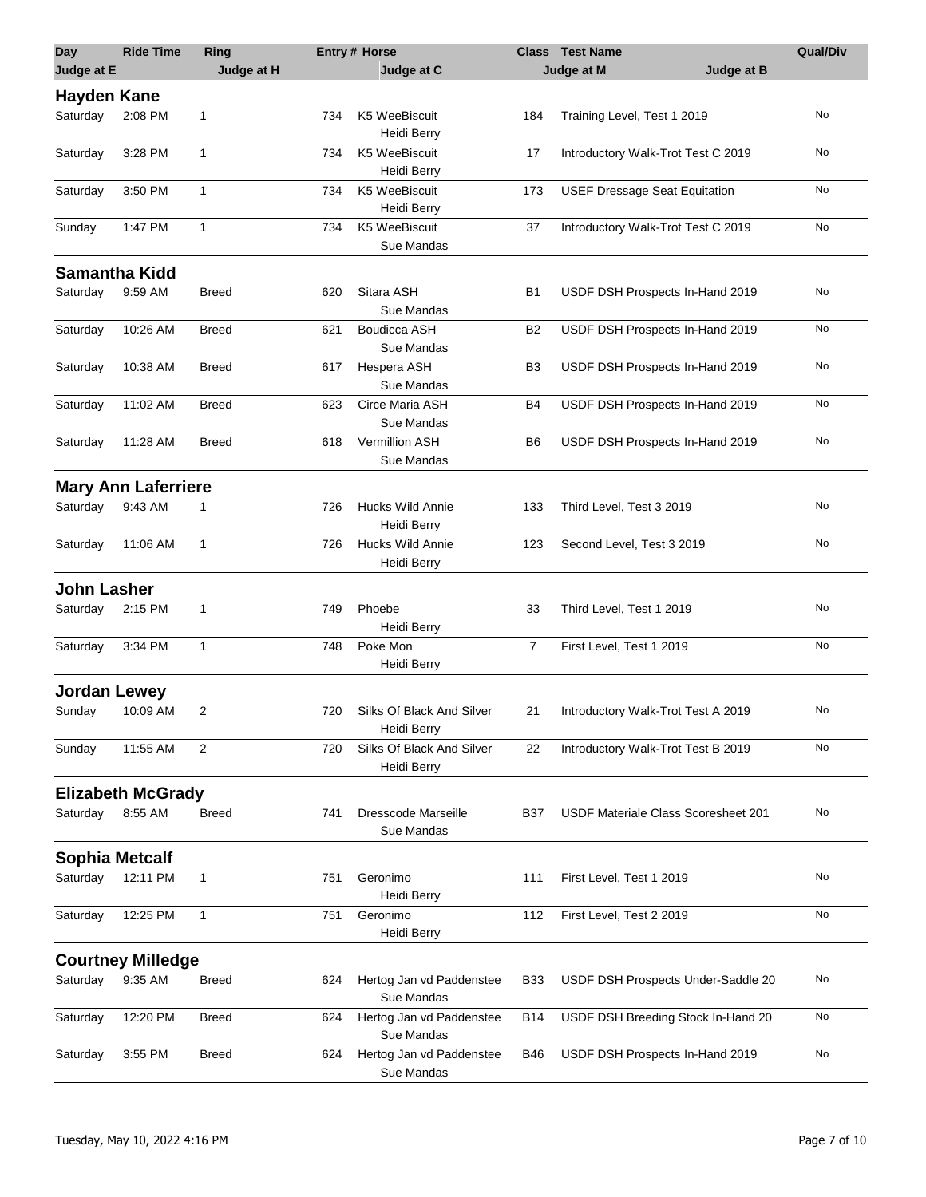| Day | Ride Time | Ring | Entry # | Horse | Class | Test Name | Qual/Div |
|---|---|---|---|---|---|---|---|
| Judge at E | | Judge at H | | Judge at C | | Judge at M / Judge at B | |

## Hayden Kane

| Day | Ride Time | Ring | Entry # | Horse / Judge at C | Class | Test Name | Qual/Div |
|---|---|---|---|---|---|---|---|
| Saturday | 2:08 PM | 1 | 734 | K5 WeeBiscuit / Heidi Berry | 184 | Training Level, Test 1 2019 | No |
| Saturday | 3:28 PM | 1 | 734 | K5 WeeBiscuit / Heidi Berry | 17 | Introductory Walk-Trot Test C 2019 | No |
| Saturday | 3:50 PM | 1 | 734 | K5 WeeBiscuit / Heidi Berry | 173 | USEF Dressage Seat Equitation | No |
| Sunday | 1:47 PM | 1 | 734 | K5 WeeBiscuit / Sue Mandas | 37 | Introductory Walk-Trot Test C 2019 | No |

## Samantha Kidd

| Day | Ride Time | Ring | Entry # | Horse / Judge at C | Class | Test Name | Qual/Div |
|---|---|---|---|---|---|---|---|
| Saturday | 9:59 AM | Breed | 620 | Sitara ASH / Sue Mandas | B1 | USDF DSH Prospects In-Hand 2019 | No |
| Saturday | 10:26 AM | Breed | 621 | Boudicca ASH / Sue Mandas | B2 | USDF DSH Prospects In-Hand 2019 | No |
| Saturday | 10:38 AM | Breed | 617 | Hespera ASH / Sue Mandas | B3 | USDF DSH Prospects In-Hand 2019 | No |
| Saturday | 11:02 AM | Breed | 623 | Circe Maria ASH / Sue Mandas | B4 | USDF DSH Prospects In-Hand 2019 | No |
| Saturday | 11:28 AM | Breed | 618 | Vermillion ASH / Sue Mandas | B6 | USDF DSH Prospects In-Hand 2019 | No |

## Mary Ann Laferriere

| Day | Ride Time | Ring | Entry # | Horse / Judge at C | Class | Test Name | Qual/Div |
|---|---|---|---|---|---|---|---|
| Saturday | 9:43 AM | 1 | 726 | Hucks Wild Annie / Heidi Berry | 133 | Third Level, Test 3 2019 | No |
| Saturday | 11:06 AM | 1 | 726 | Hucks Wild Annie / Heidi Berry | 123 | Second Level, Test 3 2019 | No |

## John Lasher

| Day | Ride Time | Ring | Entry # | Horse / Judge at C | Class | Test Name | Qual/Div |
|---|---|---|---|---|---|---|---|
| Saturday | 2:15 PM | 1 | 749 | Phoebe / Heidi Berry | 33 | Third Level, Test 1 2019 | No |
| Saturday | 3:34 PM | 1 | 748 | Poke Mon / Heidi Berry | 7 | First Level, Test 1 2019 | No |

## Jordan Lewey

| Day | Ride Time | Ring | Entry # | Horse / Judge at C | Class | Test Name | Qual/Div |
|---|---|---|---|---|---|---|---|
| Sunday | 10:09 AM | 2 | 720 | Silks Of Black And Silver / Heidi Berry | 21 | Introductory Walk-Trot Test A 2019 | No |
| Sunday | 11:55 AM | 2 | 720 | Silks Of Black And Silver / Heidi Berry | 22 | Introductory Walk-Trot Test B 2019 | No |

## Elizabeth McGrady

| Day | Ride Time | Ring | Entry # | Horse / Judge at C | Class | Test Name | Qual/Div |
|---|---|---|---|---|---|---|---|
| Saturday | 8:55 AM | Breed | 741 | Dresscode Marseille / Sue Mandas | B37 | USDF Materiale Class Scoresheet 201 | No |

## Sophia Metcalf

| Day | Ride Time | Ring | Entry # | Horse / Judge at C | Class | Test Name | Qual/Div |
|---|---|---|---|---|---|---|---|
| Saturday | 12:11 PM | 1 | 751 | Geronimo / Heidi Berry | 111 | First Level, Test 1 2019 | No |
| Saturday | 12:25 PM | 1 | 751 | Geronimo / Heidi Berry | 112 | First Level, Test 2 2019 | No |

## Courtney Milledge

| Day | Ride Time | Ring | Entry # | Horse / Judge at C | Class | Test Name | Qual/Div |
|---|---|---|---|---|---|---|---|
| Saturday | 9:35 AM | Breed | 624 | Hertog Jan vd Paddenstee / Sue Mandas | B33 | USDF DSH Prospects Under-Saddle 20 | No |
| Saturday | 12:20 PM | Breed | 624 | Hertog Jan vd Paddenstee / Sue Mandas | B14 | USDF DSH Breeding Stock In-Hand 20 | No |
| Saturday | 3:55 PM | Breed | 624 | Hertog Jan vd Paddenstee / Sue Mandas | B46 | USDF DSH Prospects In-Hand 2019 | No |

Tuesday, May 10, 2022 4:16 PM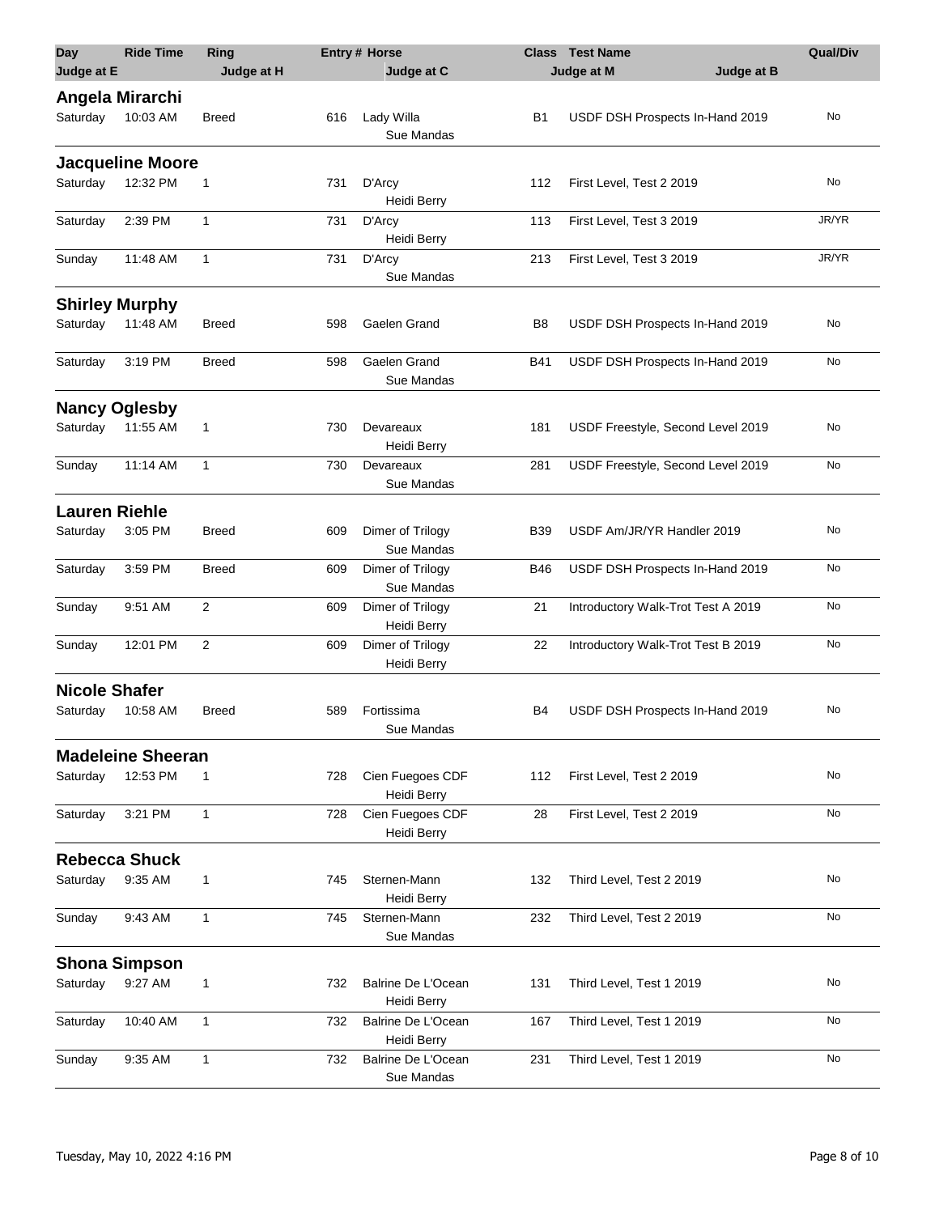| Day | Ride Time | Ring | Entry # | Horse | Class | Test Name | Qual/Div |
|---|---|---|---|---|---|---|---|
| Judge at E | | Judge at H | | Judge at C | | Judge at M / Judge at B | |

### Angela Mirarchi

| Day | Ride Time | Ring | Entry # | Horse / Judge | Class | Test Name | Qual/Div |
|---|---|---|---|---|---|---|---|
| Saturday | 10:03 AM | Breed | 616 | Lady Willa<br>Sue Mandas | B1 | USDF DSH Prospects In-Hand 2019 | No |

### Jacqueline Moore

| Day | Ride Time | Ring | Entry # | Horse / Judge | Class | Test Name | Qual/Div |
|---|---|---|---|---|---|---|---|
| Saturday | 12:32 PM | 1 | 731 | D'Arcy<br>Heidi Berry | 112 | First Level, Test 2 2019 | No |
| Saturday | 2:39 PM | 1 | 731 | D'Arcy<br>Heidi Berry | 113 | First Level, Test 3 2019 | JR/YR |
| Sunday | 11:48 AM | 1 | 731 | D'Arcy<br>Sue Mandas | 213 | First Level, Test 3 2019 | JR/YR |

### Shirley Murphy

| Day | Ride Time | Ring | Entry # | Horse / Judge | Class | Test Name | Qual/Div |
|---|---|---|---|---|---|---|---|
| Saturday | 11:48 AM | Breed | 598 | Gaelen Grand | B8 | USDF DSH Prospects In-Hand 2019 | No |
| Saturday | 3:19 PM | Breed | 598 | Gaelen Grand<br>Sue Mandas | B41 | USDF DSH Prospects In-Hand 2019 | No |

### Nancy Oglesby

| Day | Ride Time | Ring | Entry # | Horse / Judge | Class | Test Name | Qual/Div |
|---|---|---|---|---|---|---|---|
| Saturday | 11:55 AM | 1 | 730 | Devareaux<br>Heidi Berry | 181 | USDF Freestyle, Second Level 2019 | No |
| Sunday | 11:14 AM | 1 | 730 | Devareaux<br>Sue Mandas | 281 | USDF Freestyle, Second Level 2019 | No |

### Lauren Riehle

| Day | Ride Time | Ring | Entry # | Horse / Judge | Class | Test Name | Qual/Div |
|---|---|---|---|---|---|---|---|
| Saturday | 3:05 PM | Breed | 609 | Dimer of Trilogy<br>Sue Mandas | B39 | USDF Am/JR/YR Handler 2019 | No |
| Saturday | 3:59 PM | Breed | 609 | Dimer of Trilogy<br>Sue Mandas | B46 | USDF DSH Prospects In-Hand 2019 | No |
| Sunday | 9:51 AM | 2 | 609 | Dimer of Trilogy<br>Heidi Berry | 21 | Introductory Walk-Trot Test A 2019 | No |
| Sunday | 12:01 PM | 2 | 609 | Dimer of Trilogy<br>Heidi Berry | 22 | Introductory Walk-Trot Test B 2019 | No |

### Nicole Shafer

| Day | Ride Time | Ring | Entry # | Horse / Judge | Class | Test Name | Qual/Div |
|---|---|---|---|---|---|---|---|
| Saturday | 10:58 AM | Breed | 589 | Fortissima<br>Sue Mandas | B4 | USDF DSH Prospects In-Hand 2019 | No |

### Madeleine Sheeran

| Day | Ride Time | Ring | Entry # | Horse / Judge | Class | Test Name | Qual/Div |
|---|---|---|---|---|---|---|---|
| Saturday | 12:53 PM | 1 | 728 | Cien Fuegoes CDF<br>Heidi Berry | 112 | First Level, Test 2 2019 | No |
| Saturday | 3:21 PM | 1 | 728 | Cien Fuegoes CDF<br>Heidi Berry | 28 | First Level, Test 2 2019 | No |

### Rebecca Shuck

| Day | Ride Time | Ring | Entry # | Horse / Judge | Class | Test Name | Qual/Div |
|---|---|---|---|---|---|---|---|
| Saturday | 9:35 AM | 1 | 745 | Sternen-Mann<br>Heidi Berry | 132 | Third Level, Test 2 2019 | No |
| Sunday | 9:43 AM | 1 | 745 | Sternen-Mann<br>Sue Mandas | 232 | Third Level, Test 2 2019 | No |

### Shona Simpson

| Day | Ride Time | Ring | Entry # | Horse / Judge | Class | Test Name | Qual/Div |
|---|---|---|---|---|---|---|---|
| Saturday | 9:27 AM | 1 | 732 | Balrine De L'Ocean<br>Heidi Berry | 131 | Third Level, Test 1 2019 | No |
| Saturday | 10:40 AM | 1 | 732 | Balrine De L'Ocean<br>Heidi Berry | 167 | Third Level, Test 1 2019 | No |
| Sunday | 9:35 AM | 1 | 732 | Balrine De L'Ocean<br>Sue Mandas | 231 | Third Level, Test 1 2019 | No |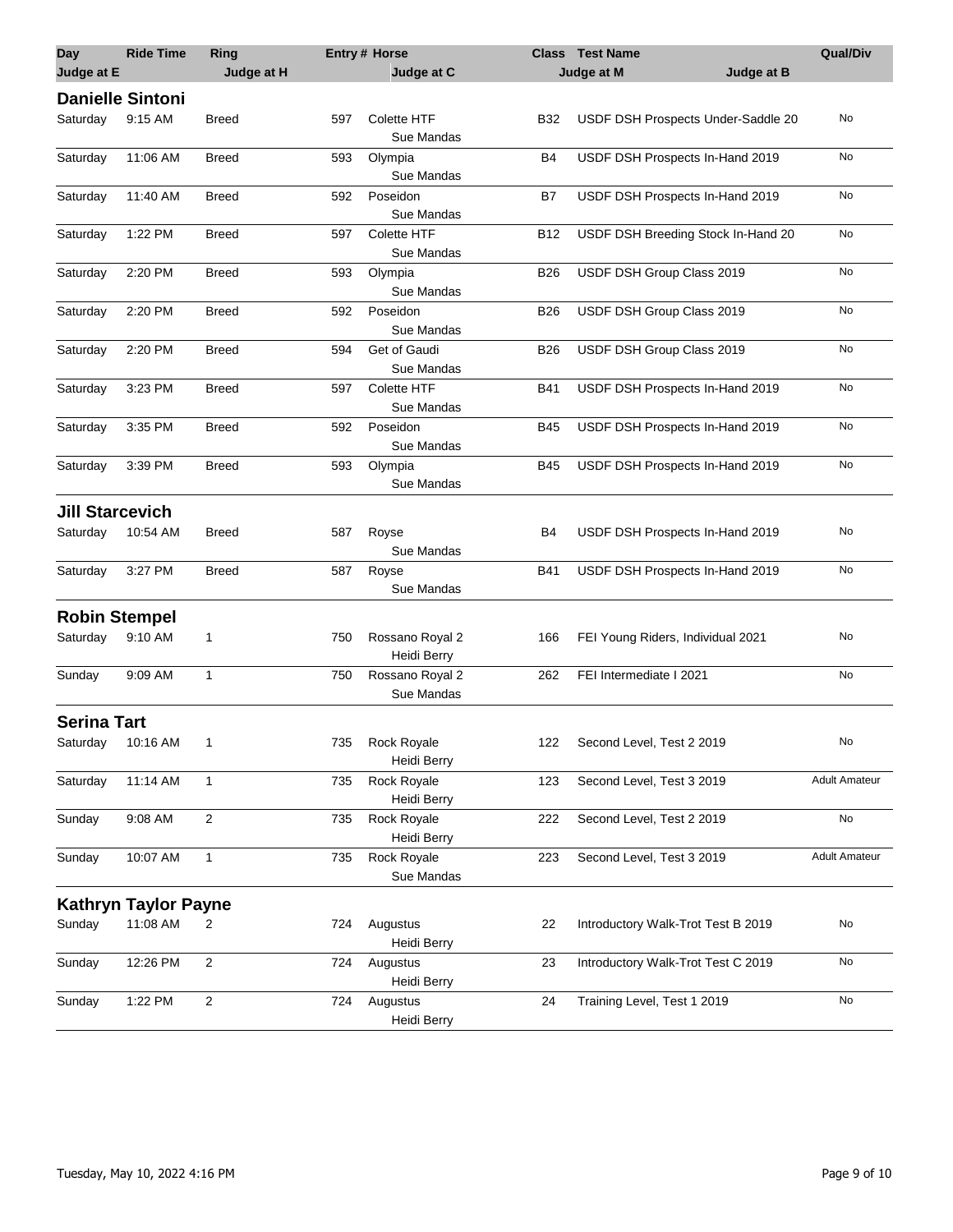| Day | Ride Time | Ring | Entry # | Horse | Class | Test Name | Qual/Div |
|---|---|---|---|---|---|---|---|
| Judge at E | | Judge at H | | Judge at C | | Judge at M / Judge at B | |

## Danielle Sintoni

| Day | Ride Time | Ring | Entry # | Horse / Judge at C | Class | Test Name | Qual/Div |
|---|---|---|---|---|---|---|---|
| Saturday | 9:15 AM | Breed | 597 | Colette HTF<br>Sue Mandas | B32 | USDF DSH Prospects Under-Saddle 20 | No |
| Saturday | 11:06 AM | Breed | 593 | Olympia<br>Sue Mandas | B4 | USDF DSH Prospects In-Hand 2019 | No |
| Saturday | 11:40 AM | Breed | 592 | Poseidon<br>Sue Mandas | B7 | USDF DSH Prospects In-Hand 2019 | No |
| Saturday | 1:22 PM | Breed | 597 | Colette HTF<br>Sue Mandas | B12 | USDF DSH Breeding Stock In-Hand 20 | No |
| Saturday | 2:20 PM | Breed | 593 | Olympia<br>Sue Mandas | B26 | USDF DSH Group Class 2019 | No |
| Saturday | 2:20 PM | Breed | 592 | Poseidon<br>Sue Mandas | B26 | USDF DSH Group Class 2019 | No |
| Saturday | 2:20 PM | Breed | 594 | Get of Gaudi<br>Sue Mandas | B26 | USDF DSH Group Class 2019 | No |
| Saturday | 3:23 PM | Breed | 597 | Colette HTF<br>Sue Mandas | B41 | USDF DSH Prospects In-Hand 2019 | No |
| Saturday | 3:35 PM | Breed | 592 | Poseidon<br>Sue Mandas | B45 | USDF DSH Prospects In-Hand 2019 | No |
| Saturday | 3:39 PM | Breed | 593 | Olympia<br>Sue Mandas | B45 | USDF DSH Prospects In-Hand 2019 | No |

## Jill Starcevich

| Day | Ride Time | Ring | Entry # | Horse / Judge at C | Class | Test Name | Qual/Div |
|---|---|---|---|---|---|---|---|
| Saturday | 10:54 AM | Breed | 587 | Royse<br>Sue Mandas | B4 | USDF DSH Prospects In-Hand 2019 | No |
| Saturday | 3:27 PM | Breed | 587 | Royse<br>Sue Mandas | B41 | USDF DSH Prospects In-Hand 2019 | No |

## Robin Stempel

| Day | Ride Time | Ring | Entry # | Horse / Judge at C | Class | Test Name | Qual/Div |
|---|---|---|---|---|---|---|---|
| Saturday | 9:10 AM | 1 | 750 | Rossano Royal 2<br>Heidi Berry | 166 | FEI Young Riders, Individual 2021 | No |
| Sunday | 9:09 AM | 1 | 750 | Rossano Royal 2<br>Sue Mandas | 262 | FEI Intermediate I 2021 | No |

## Serina Tart

| Day | Ride Time | Ring | Entry # | Horse / Judge at C | Class | Test Name | Qual/Div |
|---|---|---|---|---|---|---|---|
| Saturday | 10:16 AM | 1 | 735 | Rock Royale<br>Heidi Berry | 122 | Second Level, Test 2 2019 | No |
| Saturday | 11:14 AM | 1 | 735 | Rock Royale<br>Heidi Berry | 123 | Second Level, Test 3 2019 | Adult Amateur |
| Sunday | 9:08 AM | 2 | 735 | Rock Royale<br>Heidi Berry | 222 | Second Level, Test 2 2019 | No |
| Sunday | 10:07 AM | 1 | 735 | Rock Royale<br>Sue Mandas | 223 | Second Level, Test 3 2019 | Adult Amateur |

## Kathryn Taylor Payne

| Day | Ride Time | Ring | Entry # | Horse / Judge at C | Class | Test Name | Qual/Div |
|---|---|---|---|---|---|---|---|
| Sunday | 11:08 AM | 2 | 724 | Augustus<br>Heidi Berry | 22 | Introductory Walk-Trot Test B 2019 | No |
| Sunday | 12:26 PM | 2 | 724 | Augustus<br>Heidi Berry | 23 | Introductory Walk-Trot Test C 2019 | No |
| Sunday | 1:22 PM | 2 | 724 | Augustus<br>Heidi Berry | 24 | Training Level, Test 1 2019 | No |

Tuesday, May 10, 2022 4:16 PM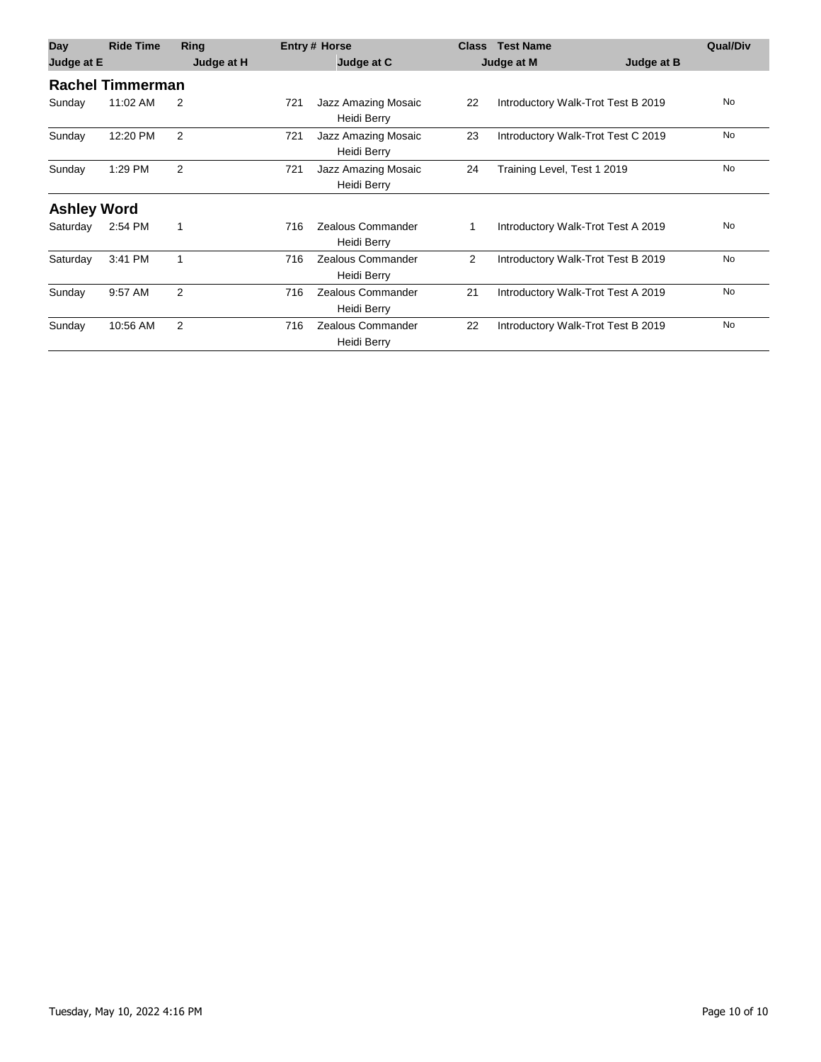| Day | Ride Time | Ring | Entry # | Horse | Class | Test Name | Qual/Div |
|---|---|---|---|---|---|---|---|
| Judge at E | | Judge at H | | Judge at C | | Judge at M / Judge at B | |

## Rachel Timmerman

| Day | Ride Time | Ring | Entry # | Horse / Judge at C | Class | Test Name | Qual/Div |
|---|---|---|---|---|---|---|---|
| Sunday | 11:02 AM | 2 | 721 | Jazz Amazing Mosaic<br>Heidi Berry | 22 | Introductory Walk-Trot Test B 2019 | No |
| Sunday | 12:20 PM | 2 | 721 | Jazz Amazing Mosaic<br>Heidi Berry | 23 | Introductory Walk-Trot Test C 2019 | No |
| Sunday | 1:29 PM | 2 | 721 | Jazz Amazing Mosaic<br>Heidi Berry | 24 | Training Level, Test 1 2019 | No |

## Ashley Word

| Day | Ride Time | Ring | Entry # | Horse / Judge at C | Class | Test Name | Qual/Div |
|---|---|---|---|---|---|---|---|
| Saturday | 2:54 PM | 1 | 716 | Zealous Commander<br>Heidi Berry | 1 | Introductory Walk-Trot Test A 2019 | No |
| Saturday | 3:41 PM | 1 | 716 | Zealous Commander<br>Heidi Berry | 2 | Introductory Walk-Trot Test B 2019 | No |
| Sunday | 9:57 AM | 2 | 716 | Zealous Commander<br>Heidi Berry | 21 | Introductory Walk-Trot Test A 2019 | No |
| Sunday | 10:56 AM | 2 | 716 | Zealous Commander<br>Heidi Berry | 22 | Introductory Walk-Trot Test B 2019 | No |

Tuesday, May 10, 2022 4:16 PM